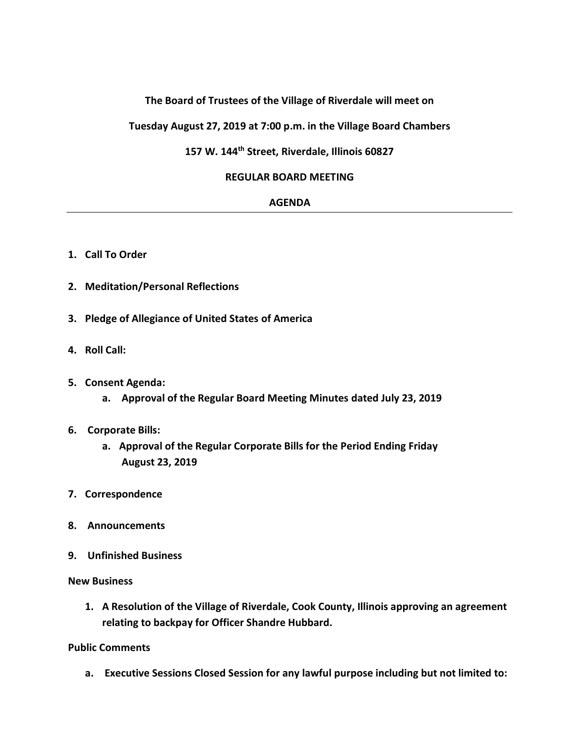**The Board of Trustees of the Village of Riverdale will meet on**

**Tuesday August 27, 2019 at 7:00 p.m. in the Village Board Chambers**

**157 W. 144th Street, Riverdale, Illinois 60827**

**REGULAR BOARD MEETING**

**AGENDA**

---

1. **Call To Order**

2. **Meditation/Personal Reflections**

3. **Pledge of Allegiance of United States of America**

4. **Roll Call:**

5. **Consent Agenda:**
   a. **Approval of the Regular Board Meeting Minutes dated July 23, 2019**

6. **Corporate Bills:**
   a. **Approval of the Regular Corporate Bills for the Period Ending Friday August 23, 2019**

7. **Correspondence**

8. **Announcements**

9. **Unfinished Business**

**New Business**

1. **A Resolution of the Village of Riverdale, Cook County, Illinois approving an agreement relating to backpay for Officer Shandre Hubbard.**

**Public Comments**

a. **Executive Sessions Closed Session for any lawful purpose including but not limited to:**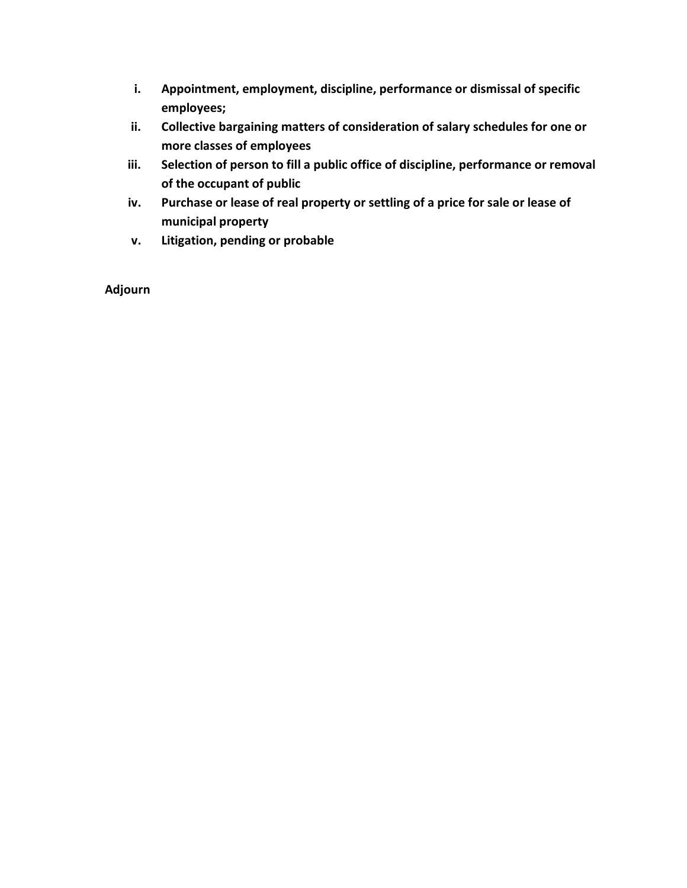i. **Appointment, employment, discipline, performance or dismissal of specific employees;**
ii. **Collective bargaining matters of consideration of salary schedules for one or more classes of employees**
iii. **Selection of person to fill a public office of discipline, performance or removal of the occupant of public**
iv. **Purchase or lease of real property or settling of a price for sale or lease of municipal property**
v. **Litigation, pending or probable**

**Adjourn**